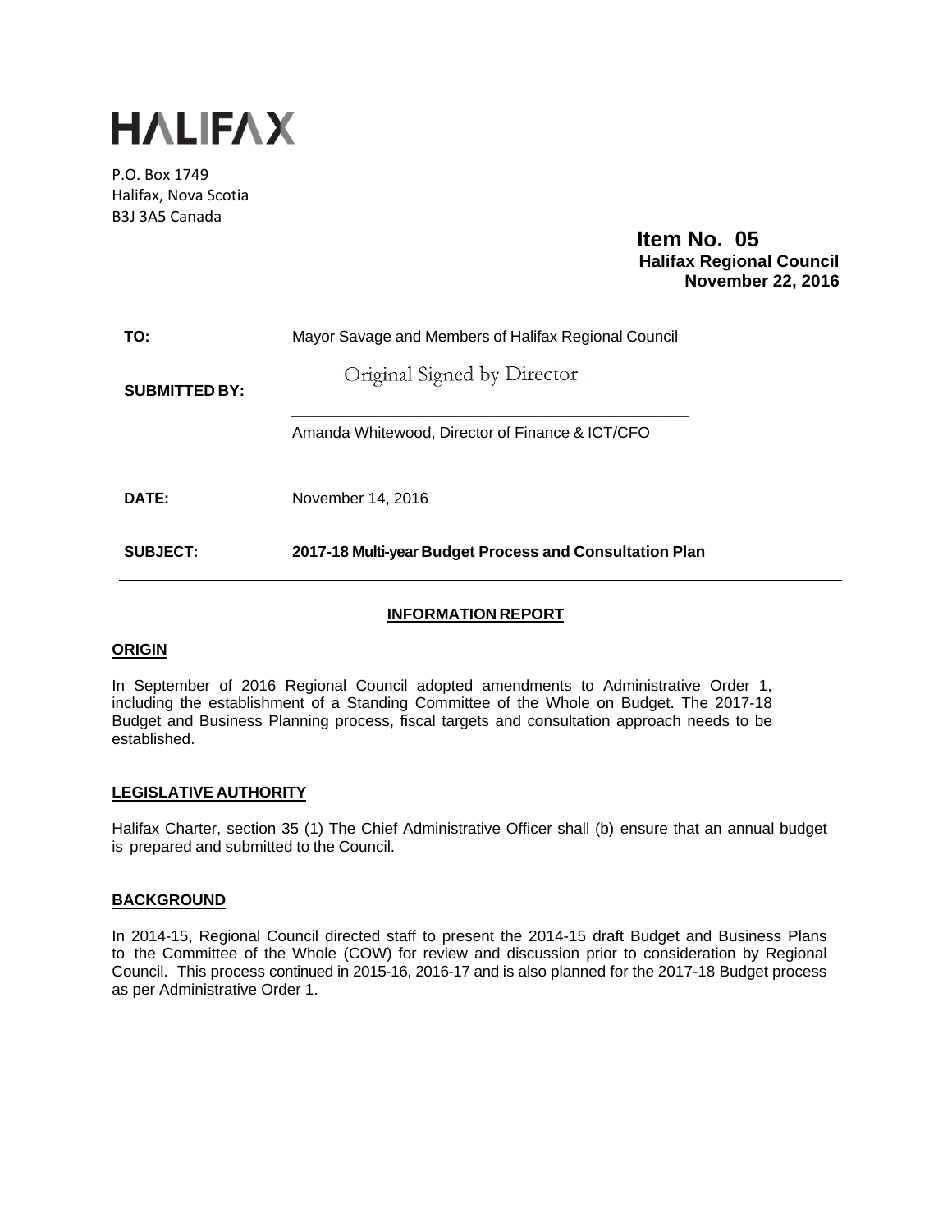# HALIFAX

P.O. Box 1749
Halifax, Nova Scotia
B3J 3A5 Canada

**Item No. 05**
**Halifax Regional Council**
**November 22, 2016**

| | |
|---|---|
| **TO:** | Mayor Savage and Members of Halifax Regional Council |
| **SUBMITTED BY:** | Original Signed by Director<br>\_\_\_\_\_\_\_\_\_\_\_\_\_\_\_\_\_\_\_\_\_\_\_\_\_\_\_\_\_\_\_\_\_\_\_\_\_\_\_\_\_\_\_\_<br>Amanda Whitewood, Director of Finance & ICT/CFO |
| **DATE:** | November 14, 2016 |
| **SUBJECT:** | **2017-18 Multi-year Budget Process and Consultation Plan** |

## INFORMATION REPORT

### ORIGIN

In September of 2016 Regional Council adopted amendments to Administrative Order 1, including the establishment of a Standing Committee of the Whole on Budget. The 2017-18 Budget and Business Planning process, fiscal targets and consultation approach needs to be established.

### LEGISLATIVE AUTHORITY

Halifax Charter, section 35 (1) The Chief Administrative Officer shall (b) ensure that an annual budget is prepared and submitted to the Council.

### BACKGROUND

In 2014-15, Regional Council directed staff to present the 2014-15 draft Budget and Business Plans to the Committee of the Whole (COW) for review and discussion prior to consideration by Regional Council. This process continued in 2015-16, 2016-17 and is also planned for the 2017-18 Budget process as per Administrative Order 1.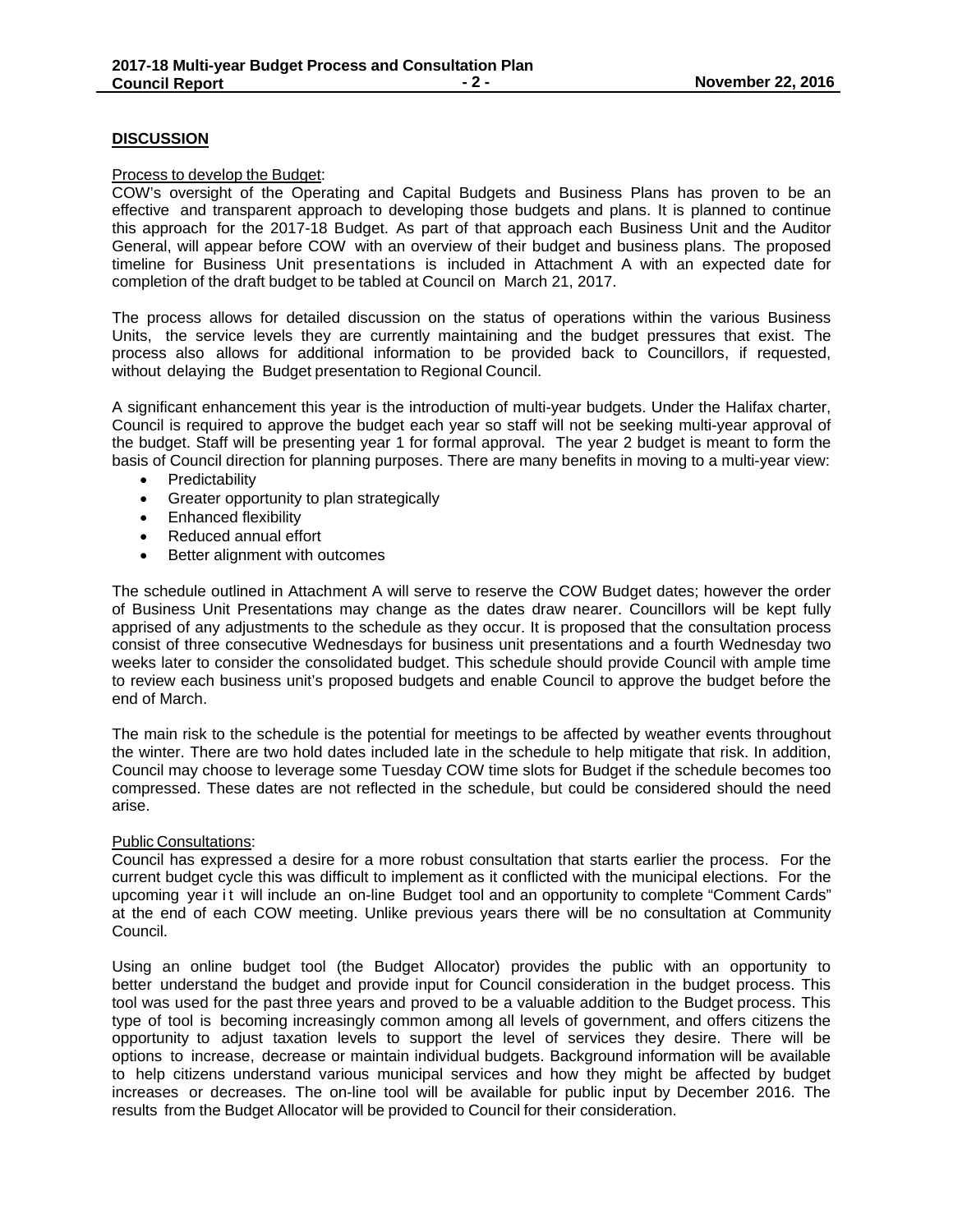## DISCUSSION

Process to develop the Budget:

COW's oversight of the Operating and Capital Budgets and Business Plans has proven to be an effective and transparent approach to developing those budgets and plans. It is planned to continue this approach for the 2017-18 Budget. As part of that approach each Business Unit and the Auditor General, will appear before COW with an overview of their budget and business plans. The proposed timeline for Business Unit presentations is included in Attachment A with an expected date for completion of the draft budget to be tabled at Council on March 21, 2017.

The process allows for detailed discussion on the status of operations within the various Business Units, the service levels they are currently maintaining and the budget pressures that exist. The process also allows for additional information to be provided back to Councillors, if requested, without delaying the Budget presentation to Regional Council.

A significant enhancement this year is the introduction of multi-year budgets. Under the Halifax charter, Council is required to approve the budget each year so staff will not be seeking multi-year approval of the budget. Staff will be presenting year 1 for formal approval. The year 2 budget is meant to form the basis of Council direction for planning purposes. There are many benefits in moving to a multi-year view:

- Predictability
- Greater opportunity to plan strategically
- Enhanced flexibility
- Reduced annual effort
- Better alignment with outcomes

The schedule outlined in Attachment A will serve to reserve the COW Budget dates; however the order of Business Unit Presentations may change as the dates draw nearer. Councillors will be kept fully apprised of any adjustments to the schedule as they occur. It is proposed that the consultation process consist of three consecutive Wednesdays for business unit presentations and a fourth Wednesday two weeks later to consider the consolidated budget. This schedule should provide Council with ample time to review each business unit's proposed budgets and enable Council to approve the budget before the end of March.

The main risk to the schedule is the potential for meetings to be affected by weather events throughout the winter. There are two hold dates included late in the schedule to help mitigate that risk. In addition, Council may choose to leverage some Tuesday COW time slots for Budget if the schedule becomes too compressed. These dates are not reflected in the schedule, but could be considered should the need arise.

Public Consultations:

Council has expressed a desire for a more robust consultation that starts earlier the process. For the current budget cycle this was difficult to implement as it conflicted with the municipal elections. For the upcoming year it will include an on-line Budget tool and an opportunity to complete "Comment Cards" at the end of each COW meeting. Unlike previous years there will be no consultation at Community Council.

Using an online budget tool (the Budget Allocator) provides the public with an opportunity to better understand the budget and provide input for Council consideration in the budget process. This tool was used for the past three years and proved to be a valuable addition to the Budget process. This type of tool is becoming increasingly common among all levels of government, and offers citizens the opportunity to adjust taxation levels to support the level of services they desire. There will be options to increase, decrease or maintain individual budgets. Background information will be available to help citizens understand various municipal services and how they might be affected by budget increases or decreases. The on-line tool will be available for public input by December 2016. The results from the Budget Allocator will be provided to Council for their consideration.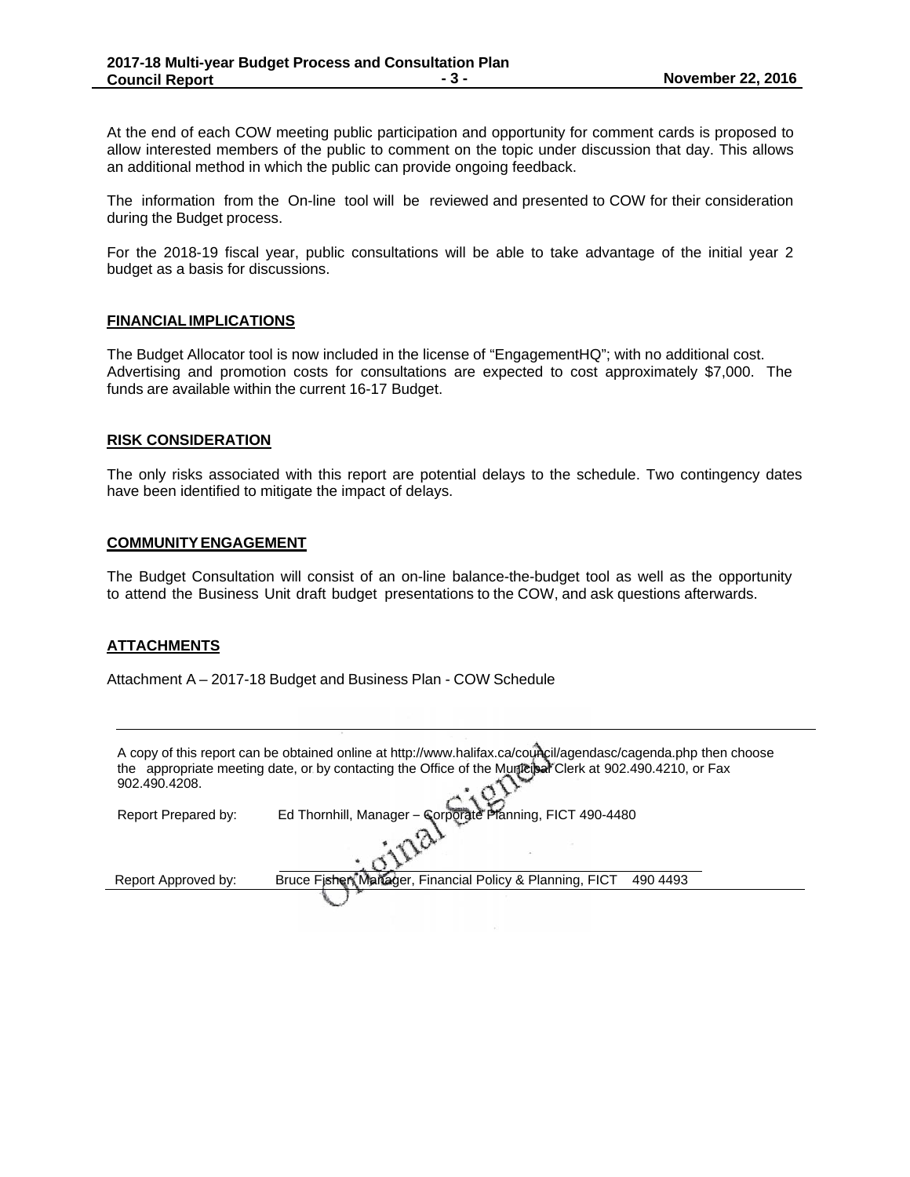At the end of each COW meeting public participation and opportunity for comment cards is proposed to allow interested members of the public to comment on the topic under discussion that day. This allows an additional method in which the public can provide ongoing feedback.

The information from the On-line tool will be reviewed and presented to COW for their consideration during the Budget process.

For the 2018-19 fiscal year, public consultations will be able to take advantage of the initial year 2 budget as a basis for discussions.

## FINANCIAL IMPLICATIONS

The Budget Allocator tool is now included in the license of "EngagementHQ"; with no additional cost. Advertising and promotion costs for consultations are expected to cost approximately $7,000. The funds are available within the current 16-17 Budget.

## RISK CONSIDERATION

The only risks associated with this report are potential delays to the schedule. Two contingency dates have been identified to mitigate the impact of delays.

## COMMUNITY ENGAGEMENT

The Budget Consultation will consist of an on-line balance-the-budget tool as well as the opportunity to attend the Business Unit draft budget presentations to the COW, and ask questions afterwards.

## ATTACHMENTS

Attachment A – 2017-18 Budget and Business Plan - COW Schedule

---

A copy of this report can be obtained online at http://www.halifax.ca/council/agendasc/cagenda.php then choose the appropriate meeting date, or by contacting the Office of the Municipal Clerk at 902.490.4210, or Fax 902.490.4208.

Report Prepared by: Ed Thornhill, Manager – Corporate Planning, FICT 490-4480

Original Signed

Report Approved by: Bruce Fisher, Manager, Financial Policy & Planning, FICT 490 4493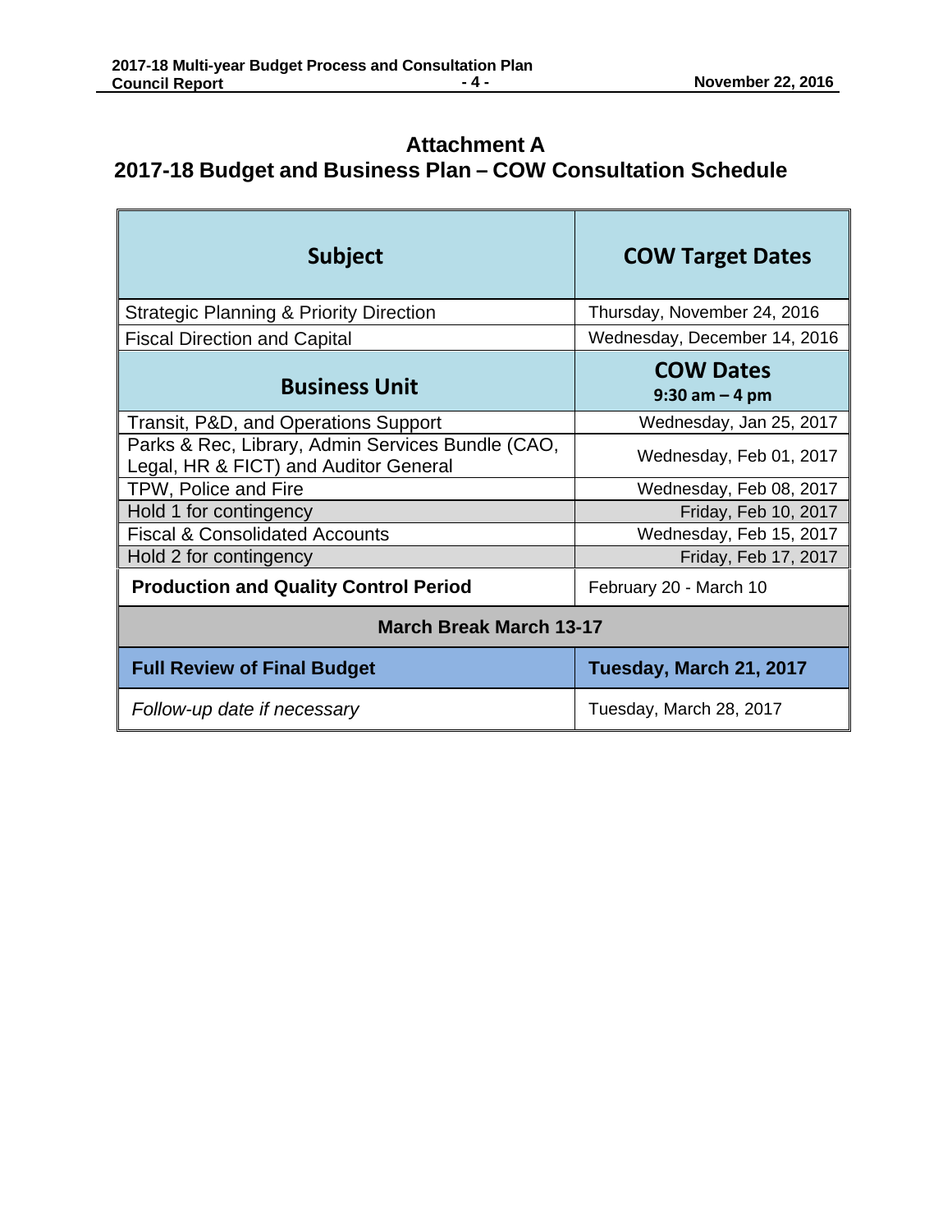## Attachment A

## 2017-18 Budget and Business Plan – COW Consultation Schedule

| Subject | COW Target Dates |
| --- | --- |
| Strategic Planning & Priority Direction | Thursday, November 24, 2016 |
| Fiscal Direction and Capital | Wednesday, December 14, 2016 |
| **Business Unit** | **COW Dates 9:30 am – 4 pm** |
| Transit, P&D, and Operations Support | Wednesday, Jan 25, 2017 |
| Parks & Rec, Library, Admin Services Bundle (CAO, Legal, HR & FICT) and Auditor General | Wednesday, Feb 01, 2017 |
| TPW, Police and Fire | Wednesday, Feb 08, 2017 |
| Hold 1 for contingency | Friday, Feb 10, 2017 |
| Fiscal & Consolidated Accounts | Wednesday, Feb 15, 2017 |
| Hold 2 for contingency | Friday, Feb 17, 2017 |
| **Production and Quality Control Period** | February 20 - March 10 |
| **March Break March 13-17** | |
| **Full Review of Final Budget** | **Tuesday, March 21, 2017** |
| *Follow-up date if necessary* | Tuesday, March 28, 2017 |